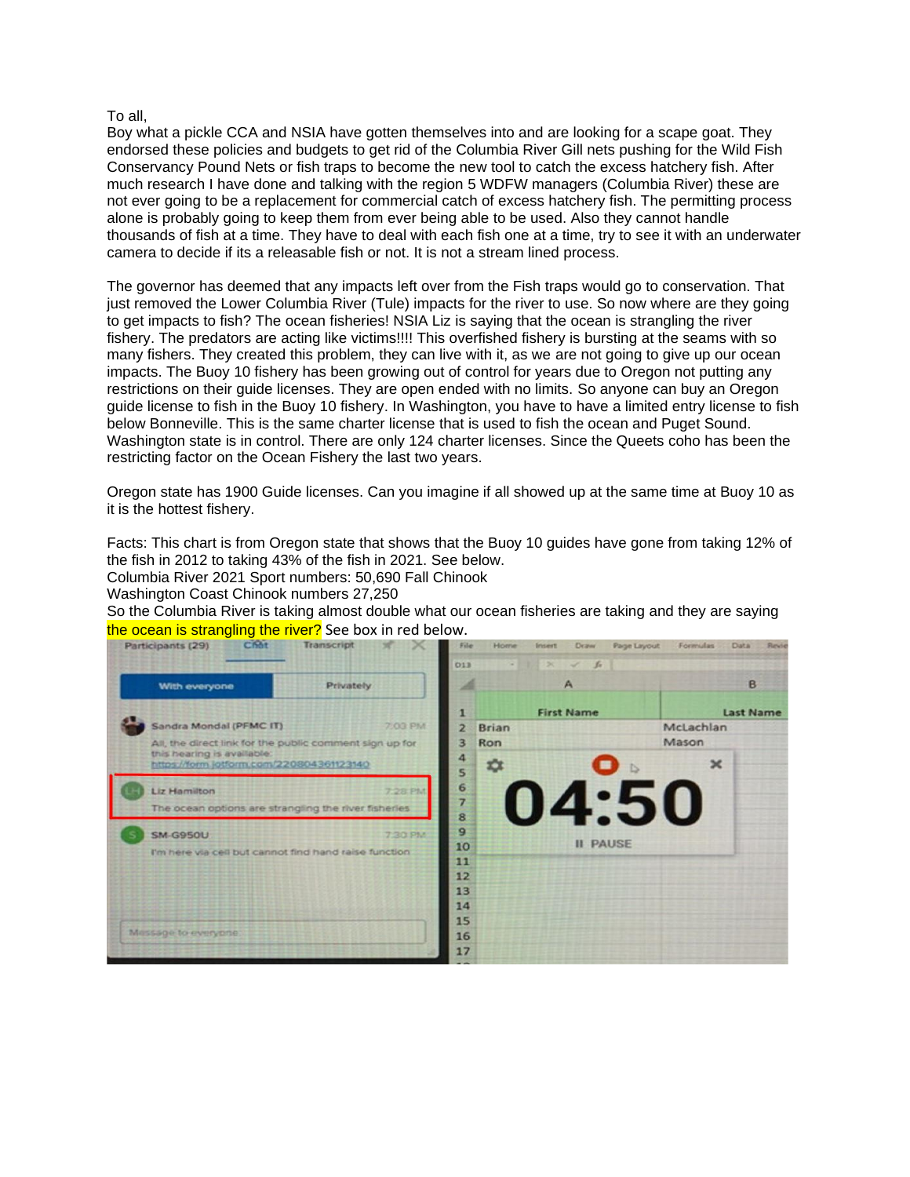To all,

Boy what a pickle CCA and NSIA have gotten themselves into and are looking for a scape goat. They endorsed these policies and budgets to get rid of the Columbia River Gill nets pushing for the Wild Fish Conservancy Pound Nets or fish traps to become the new tool to catch the excess hatchery fish. After much research I have done and talking with the region 5 WDFW managers (Columbia River) these are not ever going to be a replacement for commercial catch of excess hatchery fish. The permitting process alone is probably going to keep them from ever being able to be used. Also they cannot handle thousands of fish at a time. They have to deal with each fish one at a time, try to see it with an underwater camera to decide if its a releasable fish or not. It is not a stream lined process.

The governor has deemed that any impacts left over from the Fish traps would go to conservation. That just removed the Lower Columbia River (Tule) impacts for the river to use. So now where are they going to get impacts to fish? The ocean fisheries! NSIA Liz is saying that the ocean is strangling the river fishery. The predators are acting like victims!!!! This overfished fishery is bursting at the seams with so many fishers. They created this problem, they can live with it, as we are not going to give up our ocean impacts. The Buoy 10 fishery has been growing out of control for years due to Oregon not putting any restrictions on their guide licenses. They are open ended with no limits. So anyone can buy an Oregon guide license to fish in the Buoy 10 fishery. In Washington, you have to have a limited entry license to fish below Bonneville. This is the same charter license that is used to fish the ocean and Puget Sound. Washington state is in control. There are only 124 charter licenses. Since the Queets coho has been the restricting factor on the Ocean Fishery the last two years.

Oregon state has 1900 Guide licenses. Can you imagine if all showed up at the same time at Buoy 10 as it is the hottest fishery.

Facts: This chart is from Oregon state that shows that the Buoy 10 guides have gone from taking 12% of the fish in 2012 to taking 43% of the fish in 2021. See below.
Columbia River 2021 Sport numbers: 50,690 Fall Chinook
Washington Coast Chinook numbers 27,250
So the Columbia River is taking almost double what our ocean fisheries are taking and they are saying the ocean is strangling the river? See box in red below.

Participants (29) Chat Transcript

With everyone | Privately

Sandra Mondal (PFMC IT) 7:03 PM
All, the direct link for the public comment sign up for this hearing is available: https://form.jotform.com/220804361123140

Liz Hamilton 7:28 PM
The ocean options are strangling the river fisheries

SM-G950U 7:30 PM
I'm here via cell but cannot find hand raise function

| | A | B |
|---|---|---|
| 1 | First Name | Last Name |
| 2 | Brian | McLachlan |
| 3 | Ron | Mason |

04:50
II PAUSE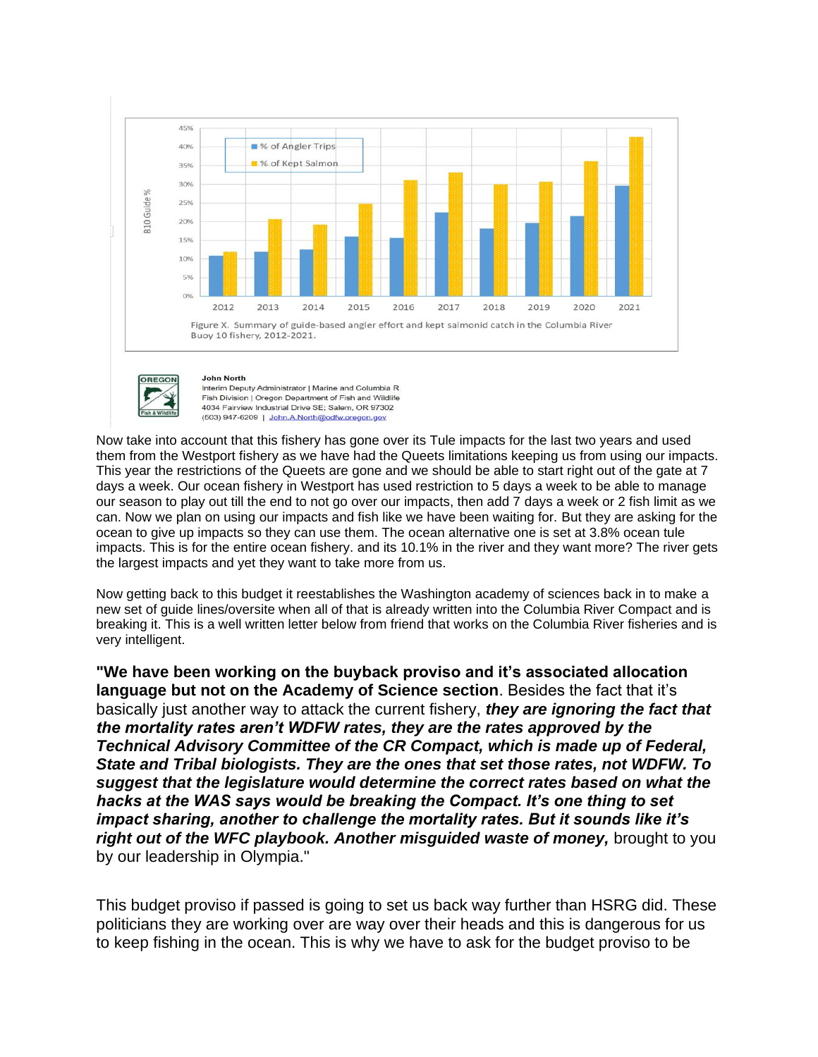Figure X. Summary of guide-based angler effort and kept salmonid catch in the Columbia River Buoy 10 fishery, 2012-2021.

**John North**
Interim Deputy Administrator | Marine and Columbia R
Fish Division | Oregon Department of Fish and Wildlife
4034 Fairview Industrial Drive SE; Salem, OR 97302
(503) 947-6209 | John.A.North@odfw.oregon.gov

Now take into account that this fishery has gone over its Tule impacts for the last two years and used them from the Westport fishery as we have had the Queets limitations keeping us from using our impacts. This year the restrictions of the Queets are gone and we should be able to start right out of the gate at 7 days a week. Our ocean fishery in Westport has used restriction to 5 days a week to be able to manage our season to play out till the end to not go over our impacts, then add 7 days a week or 2 fish limit as we can. Now we plan on using our impacts and fish like we have been waiting for. But they are asking for the ocean to give up impacts so they can use them. The ocean alternative one is set at 3.8% ocean tule impacts. This is for the entire ocean fishery. and its 10.1% in the river and they want more? The river gets the largest impacts and yet they want to take more from us.

Now getting back to this budget it reestablishes the Washington academy of sciences back in to make a new set of guide lines/oversite when all of that is already written into the Columbia River Compact and is breaking it. This is a well written letter below from friend that works on the Columbia River fisheries and is very intelligent.

**"We have been working on the buyback proviso and it's associated allocation language but not on the Academy of Science section**. Besides the fact that it's basically just another way to attack the current fishery, ***they are ignoring the fact that the mortality rates aren't WDFW rates, they are the rates approved by the Technical Advisory Committee of the CR Compact, which is made up of Federal, State and Tribal biologists. They are the ones that set those rates, not WDFW. To suggest that the legislature would determine the correct rates based on what the hacks at the WAS says would be breaking the Compact. It's one thing to set impact sharing, another to challenge the mortality rates. But it sounds like it's right out of the WFC playbook. Another misguided waste of money,*** brought to you by our leadership in Olympia."

This budget proviso if passed is going to set us back way further than HSRG did. These politicians they are working over are way over their heads and this is dangerous for us to keep fishing in the ocean. This is why we have to ask for the budget proviso to be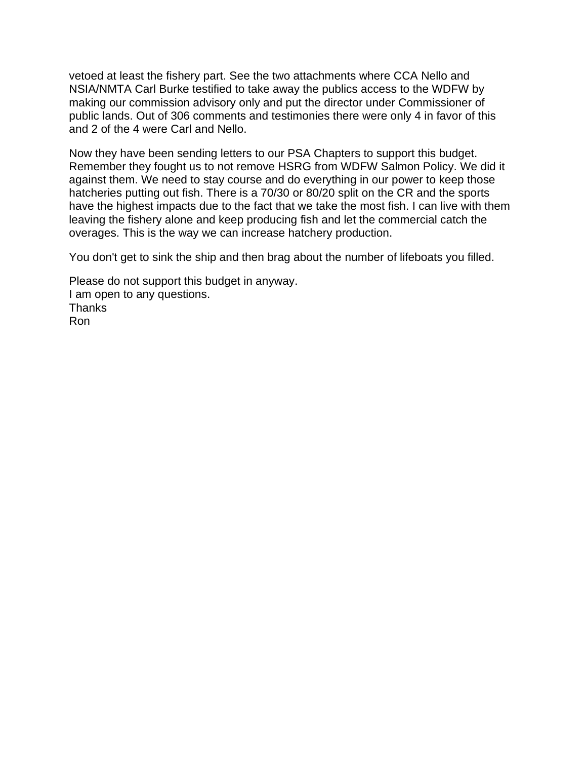vetoed at least the fishery part. See the two attachments where CCA Nello and NSIA/NMTA Carl Burke testified to take away the publics access to the WDFW by making our commission advisory only and put the director under Commissioner of public lands. Out of 306 comments and testimonies there were only 4 in favor of this and 2 of the 4 were Carl and Nello.

Now they have been sending letters to our PSA Chapters to support this budget. Remember they fought us to not remove HSRG from WDFW Salmon Policy. We did it against them. We need to stay course and do everything in our power to keep those hatcheries putting out fish. There is a 70/30 or 80/20 split on the CR and the sports have the highest impacts due to the fact that we take the most fish. I can live with them leaving the fishery alone and keep producing fish and let the commercial catch the overages. This is the way we can increase hatchery production.

You don't get to sink the ship and then brag about the number of lifeboats you filled.

Please do not support this budget in anyway.
I am open to any questions.
Thanks
Ron